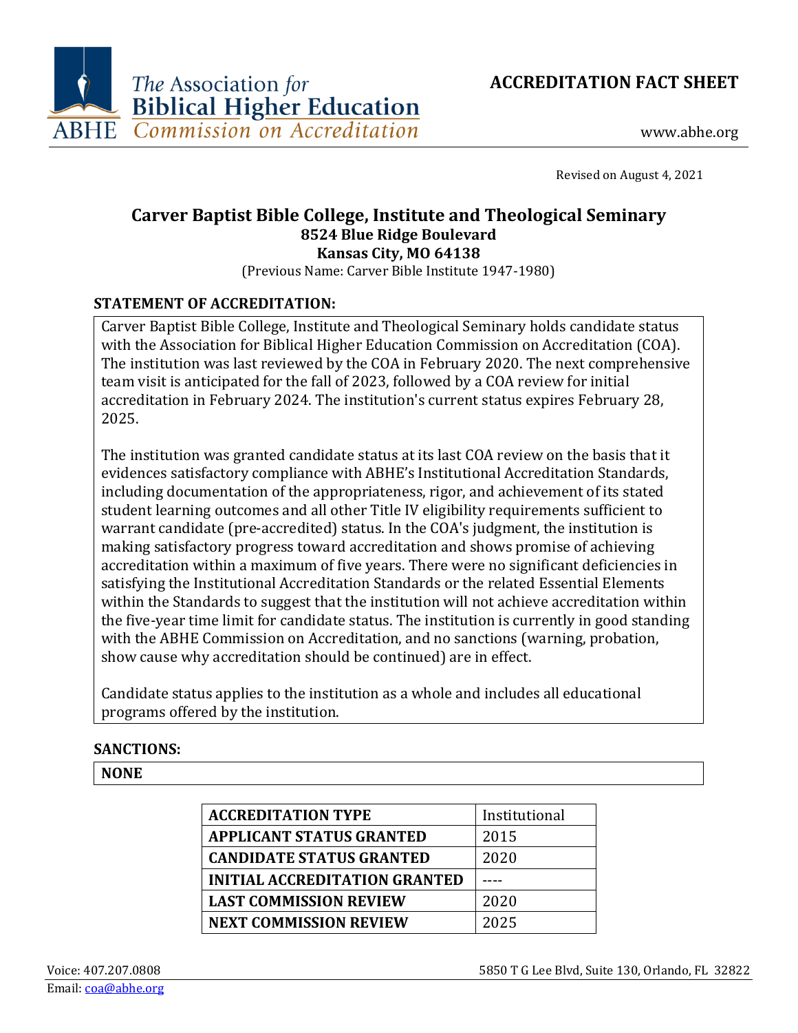The Association for Biblical Higher Education

ABHE Commission on Accreditation

**ACCREDITATION FACT SHEET**

www.abhe.org

Revised on August 4, 2021

# Carver Baptist Bible College, Institute and Theological Seminary

**8524 Blue Ridge Boulevard**
**Kansas City, MO 64138**

(Previous Name: Carver Bible Institute 1947-1980)

## STATEMENT OF ACCREDITATION:

Carver Baptist Bible College, Institute and Theological Seminary holds candidate status with the Association for Biblical Higher Education Commission on Accreditation (COA). The institution was last reviewed by the COA in February 2020. The next comprehensive team visit is anticipated for the fall of 2023, followed by a COA review for initial accreditation in February 2024. The institution's current status expires February 28, 2025.

The institution was granted candidate status at its last COA review on the basis that it evidences satisfactory compliance with ABHE's Institutional Accreditation Standards, including documentation of the appropriateness, rigor, and achievement of its stated student learning outcomes and all other Title IV eligibility requirements sufficient to warrant candidate (pre-accredited) status. In the COA's judgment, the institution is making satisfactory progress toward accreditation and shows promise of achieving accreditation within a maximum of five years. There were no significant deficiencies in satisfying the Institutional Accreditation Standards or the related Essential Elements within the Standards to suggest that the institution will not achieve accreditation within the five-year time limit for candidate status. The institution is currently in good standing with the ABHE Commission on Accreditation, and no sanctions (warning, probation, show cause why accreditation should be continued) are in effect.

Candidate status applies to the institution as a whole and includes all educational programs offered by the institution.

## SANCTIONS:

**NONE**

| | |
|---|---|
| **ACCREDITATION TYPE** | Institutional |
| **APPLICANT STATUS GRANTED** | 2015 |
| **CANDIDATE STATUS GRANTED** | 2020 |
| **INITIAL ACCREDITATION GRANTED** | ---- |
| **LAST COMMISSION REVIEW** | 2020 |
| **NEXT COMMISSION REVIEW** | 2025 |

Voice: 407.207.0808
Email: coa@abhe.org

5850 T G Lee Blvd, Suite 130, Orlando, FL 32822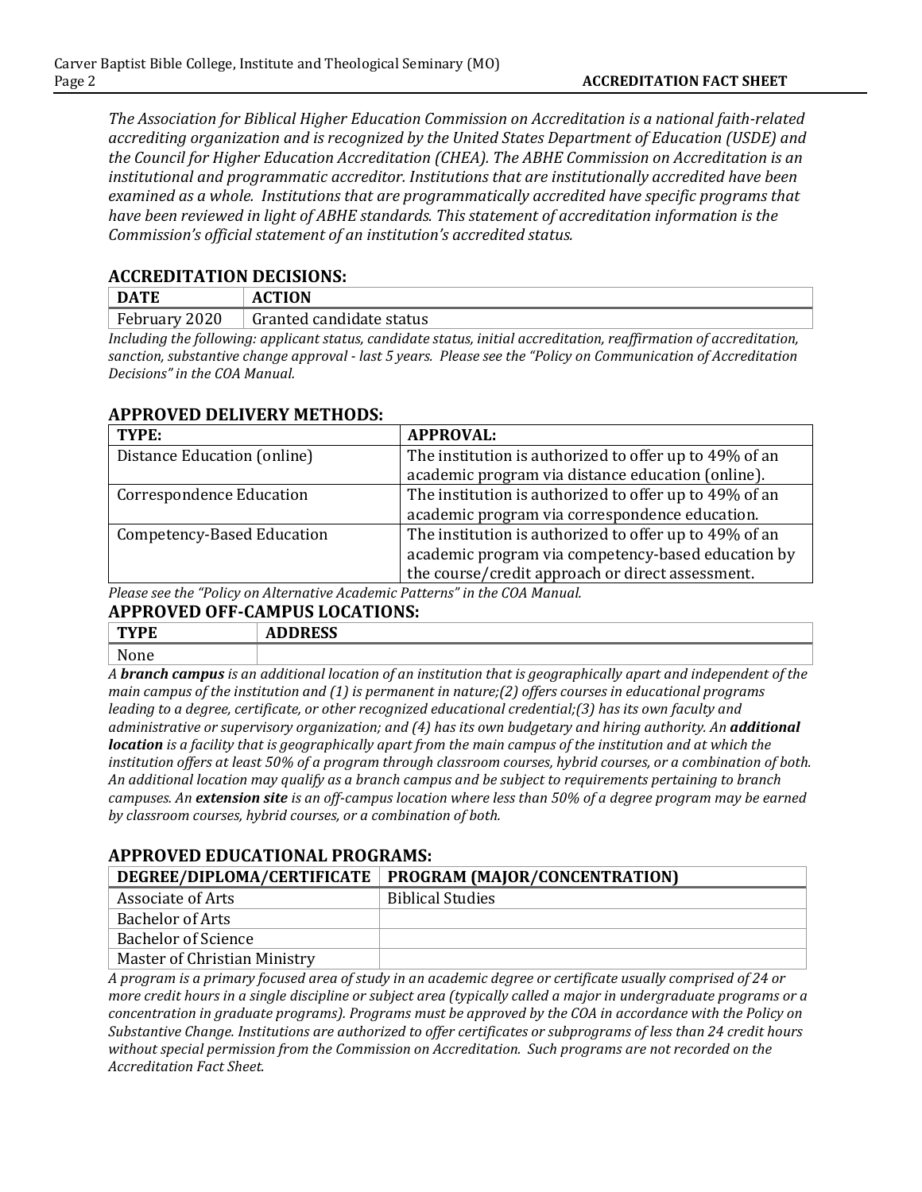*The Association for Biblical Higher Education Commission on Accreditation is a national faith-related accrediting organization and is recognized by the United States Department of Education (USDE) and the Council for Higher Education Accreditation (CHEA). The ABHE Commission on Accreditation is an institutional and programmatic accreditor. Institutions that are institutionally accredited have been examined as a whole. Institutions that are programmatically accredited have specific programs that have been reviewed in light of ABHE standards. This statement of accreditation information is the Commission's official statement of an institution's accredited status.*

## ACCREDITATION DECISIONS:

| DATE | ACTION |
|---|---|
| February 2020 | Granted candidate status |

*Including the following: applicant status, candidate status, initial accreditation, reaffirmation of accreditation, sanction, substantive change approval - last 5 years. Please see the "Policy on Communication of Accreditation Decisions" in the COA Manual.*

## APPROVED DELIVERY METHODS:

| TYPE: | APPROVAL: |
|---|---|
| Distance Education (online) | The institution is authorized to offer up to 49% of an academic program via distance education (online). |
| Correspondence Education | The institution is authorized to offer up to 49% of an academic program via correspondence education. |
| Competency-Based Education | The institution is authorized to offer up to 49% of an academic program via competency-based education by the course/credit approach or direct assessment. |

*Please see the "Policy on Alternative Academic Patterns" in the COA Manual.*

## APPROVED OFF-CAMPUS LOCATIONS:

| TYPE | ADDRESS |
|---|---|
| None | |

*A **branch campus** is an additional location of an institution that is geographically apart and independent of the main campus of the institution and (1) is permanent in nature;(2) offers courses in educational programs leading to a degree, certificate, or other recognized educational credential;(3) has its own faculty and administrative or supervisory organization; and (4) has its own budgetary and hiring authority. An **additional location** is a facility that is geographically apart from the main campus of the institution and at which the institution offers at least 50% of a program through classroom courses, hybrid courses, or a combination of both. An additional location may qualify as a branch campus and be subject to requirements pertaining to branch campuses. An **extension site** is an off-campus location where less than 50% of a degree program may be earned by classroom courses, hybrid courses, or a combination of both.*

## APPROVED EDUCATIONAL PROGRAMS:

| DEGREE/DIPLOMA/CERTIFICATE | PROGRAM (MAJOR/CONCENTRATION) |
|---|---|
| Associate of Arts | Biblical Studies |
| Bachelor of Arts | |
| Bachelor of Science | |
| Master of Christian Ministry | |

*A program is a primary focused area of study in an academic degree or certificate usually comprised of 24 or more credit hours in a single discipline or subject area (typically called a major in undergraduate programs or a concentration in graduate programs). Programs must be approved by the COA in accordance with the Policy on Substantive Change. Institutions are authorized to offer certificates or subprograms of less than 24 credit hours without special permission from the Commission on Accreditation. Such programs are not recorded on the Accreditation Fact Sheet.*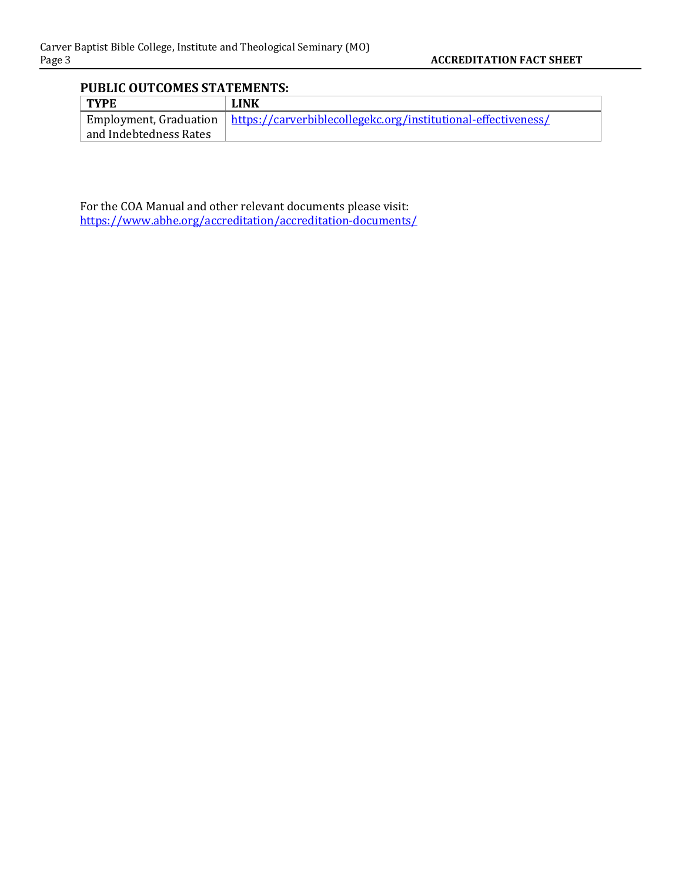## PUBLIC OUTCOMES STATEMENTS:

| TYPE | LINK |
|---|---|
| Employment, Graduation and Indebtedness Rates | https://carverbiblecollegekc.org/institutional-effectiveness/ |

For the COA Manual and other relevant documents please visit:
https://www.abhe.org/accreditation/accreditation-documents/